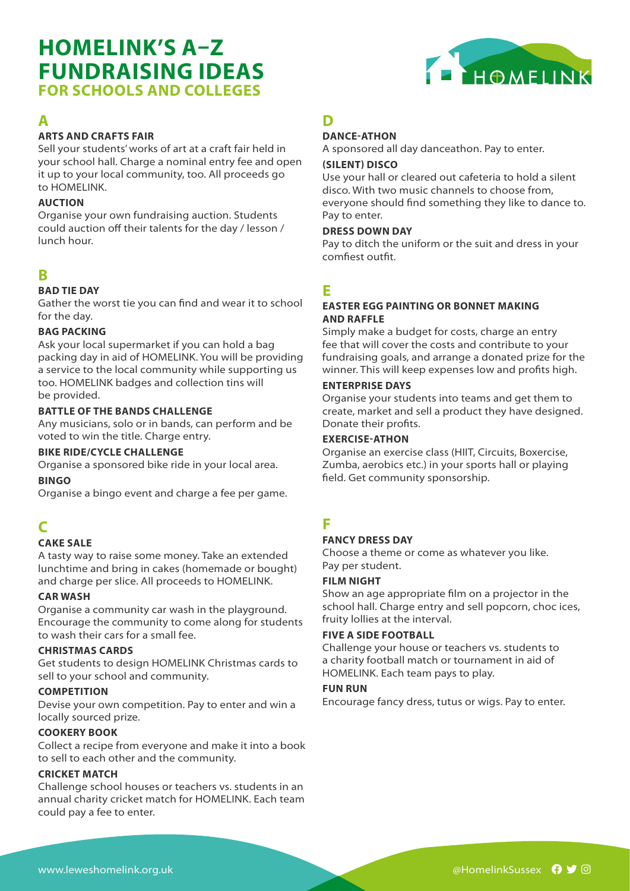# HOMELINK'S A–Z FUNDRAISING IDEAS

## FOR SCHOOLS AND COLLEGES

## A

### ARTS AND CRAFTS FAIR

Sell your students' works of art at a craft fair held in your school hall. Charge a nominal entry fee and open it up to your local community, too. All proceeds go to HOMELINK.

### AUCTION

Organise your own fundraising auction. Students could auction off their talents for the day / lesson / lunch hour.

## B

### BAD TIE DAY

Gather the worst tie you can find and wear it to school for the day.

### BAG PACKING

Ask your local supermarket if you can hold a bag packing day in aid of HOMELINK. You will be providing a service to the local community while supporting us too. HOMELINK badges and collection tins will be provided.

### BATTLE OF THE BANDS CHALLENGE

Any musicians, solo or in bands, can perform and be voted to win the title. Charge entry.

### BIKE RIDE/CYCLE CHALLENGE

Organise a sponsored bike ride in your local area.

### BINGO

Organise a bingo event and charge a fee per game.

## C

### CAKE SALE

A tasty way to raise some money. Take an extended lunchtime and bring in cakes (homemade or bought) and charge per slice. All proceeds to HOMELINK.

### CAR WASH

Organise a community car wash in the playground. Encourage the community to come along for students to wash their cars for a small fee.

### CHRISTMAS CARDS

Get students to design HOMELINK Christmas cards to sell to your school and community.

### COMPETITION

Devise your own competition. Pay to enter and win a locally sourced prize.

### COOKERY BOOK

Collect a recipe from everyone and make it into a book to sell to each other and the community.

### CRICKET MATCH

Challenge school houses or teachers vs. students in an annual charity cricket match for HOMELINK. Each team could pay a fee to enter.

## D

### DANCE-ATHON

A sponsored all day danceathon. Pay to enter.

### (SILENT) DISCO

Use your hall or cleared out cafeteria to hold a silent disco. With two music channels to choose from, everyone should find something they like to dance to. Pay to enter.

### DRESS DOWN DAY

Pay to ditch the uniform or the suit and dress in your comfiest outfit.

## E

### EASTER EGG PAINTING OR BONNET MAKING AND RAFFLE

Simply make a budget for costs, charge an entry fee that will cover the costs and contribute to your fundraising goals, and arrange a donated prize for the winner. This will keep expenses low and profits high.

### ENTERPRISE DAYS

Organise your students into teams and get them to create, market and sell a product they have designed. Donate their profits.

### EXERCISE-ATHON

Organise an exercise class (HIIT, Circuits, Boxercise, Zumba, aerobics etc.) in your sports hall or playing field. Get community sponsorship.

## F

### FANCY DRESS DAY

Choose a theme or come as whatever you like. Pay per student.

### FILM NIGHT

Show an age appropriate film on a projector in the school hall. Charge entry and sell popcorn, choc ices, fruity lollies at the interval.

### FIVE A SIDE FOOTBALL

Challenge your house or teachers vs. students to a charity football match or tournament in aid of HOMELINK. Each team pays to play.

### FUN RUN

Encourage fancy dress, tutus or wigs. Pay to enter.

www.leweshomelink.org.uk @HomelinkSussex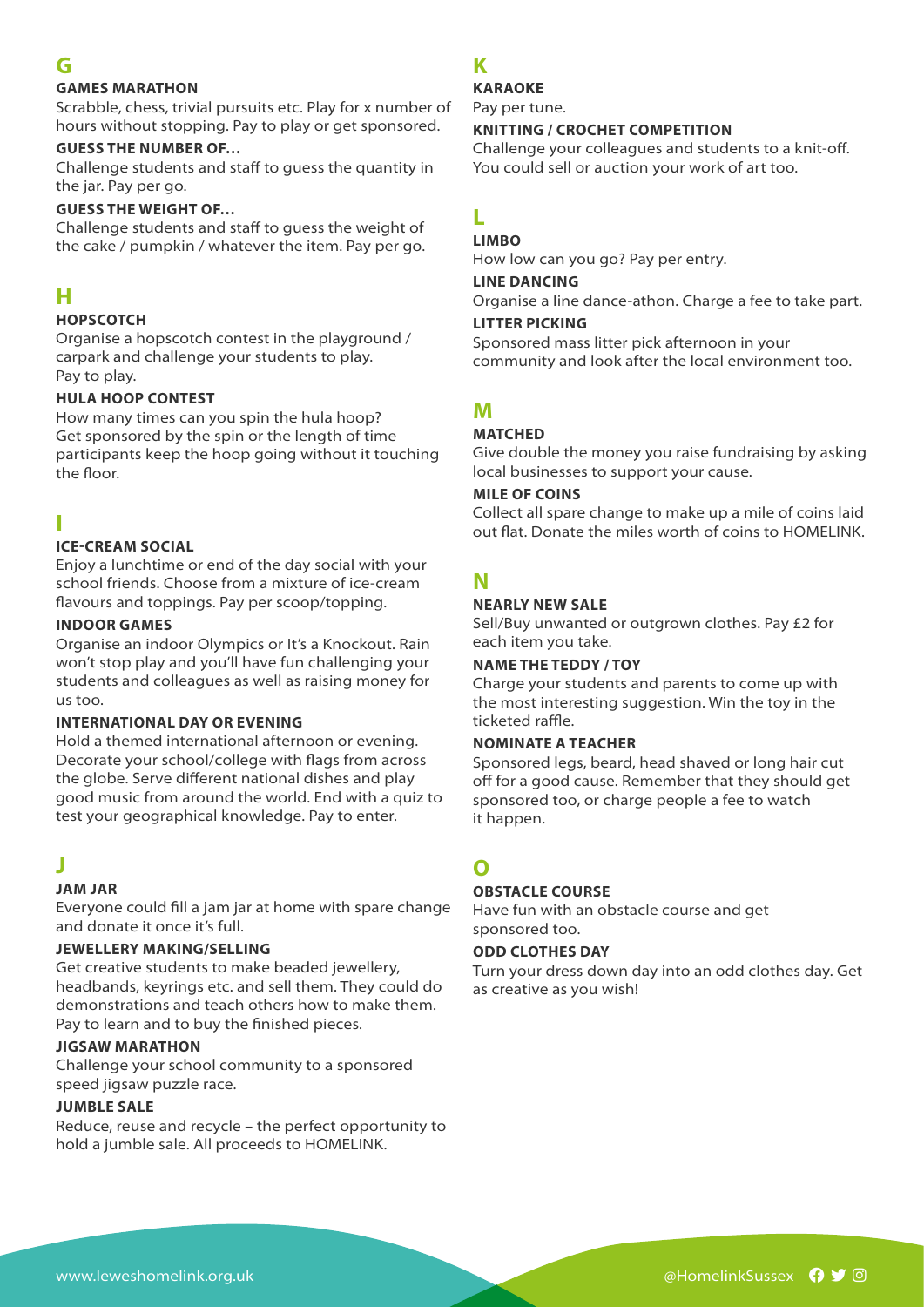## G

### GAMES MARATHON

Scrabble, chess, trivial pursuits etc. Play for x number of hours without stopping. Pay to play or get sponsored.

### GUESS THE NUMBER OF…

Challenge students and staff to guess the quantity in the jar. Pay per go.

### GUESS THE WEIGHT OF…

Challenge students and staff to guess the weight of the cake / pumpkin / whatever the item. Pay per go.

## H

### HOPSCOTCH

Organise a hopscotch contest in the playground / carpark and challenge your students to play. Pay to play.

### HULA HOOP CONTEST

How many times can you spin the hula hoop? Get sponsored by the spin or the length of time participants keep the hoop going without it touching the floor.

## I

### ICE-CREAM SOCIAL

Enjoy a lunchtime or end of the day social with your school friends. Choose from a mixture of ice-cream flavours and toppings. Pay per scoop/topping.

### INDOOR GAMES

Organise an indoor Olympics or It's a Knockout. Rain won't stop play and you'll have fun challenging your students and colleagues as well as raising money for us too.

### INTERNATIONAL DAY OR EVENING

Hold a themed international afternoon or evening. Decorate your school/college with flags from across the globe. Serve different national dishes and play good music from around the world. End with a quiz to test your geographical knowledge. Pay to enter.

## J

### JAM JAR

Everyone could fill a jam jar at home with spare change and donate it once it's full.

### JEWELLERY MAKING/SELLING

Get creative students to make beaded jewellery, headbands, keyrings etc. and sell them. They could do demonstrations and teach others how to make them. Pay to learn and to buy the finished pieces.

### JIGSAW MARATHON

Challenge your school community to a sponsored speed jigsaw puzzle race.

### JUMBLE SALE

Reduce, reuse and recycle – the perfect opportunity to hold a jumble sale. All proceeds to HOMELINK.

## K

### KARAOKE

Pay per tune.

### KNITTING / CROCHET COMPETITION

Challenge your colleagues and students to a knit-off. You could sell or auction your work of art too.

## L

### LIMBO

How low can you go? Pay per entry.

### LINE DANCING

Organise a line dance-athon. Charge a fee to take part.

### LITTER PICKING

Sponsored mass litter pick afternoon in your community and look after the local environment too.

## M

### MATCHED

Give double the money you raise fundraising by asking local businesses to support your cause.

### MILE OF COINS

Collect all spare change to make up a mile of coins laid out flat. Donate the miles worth of coins to HOMELINK.

## N

### NEARLY NEW SALE

Sell/Buy unwanted or outgrown clothes. Pay £2 for each item you take.

### NAME THE TEDDY / TOY

Charge your students and parents to come up with the most interesting suggestion. Win the toy in the ticketed raffle.

### NOMINATE A TEACHER

Sponsored legs, beard, head shaved or long hair cut off for a good cause. Remember that they should get sponsored too, or charge people a fee to watch it happen.

## O

### OBSTACLE COURSE

Have fun with an obstacle course and get sponsored too.

### ODD CLOTHES DAY

Turn your dress down day into an odd clothes day. Get as creative as you wish!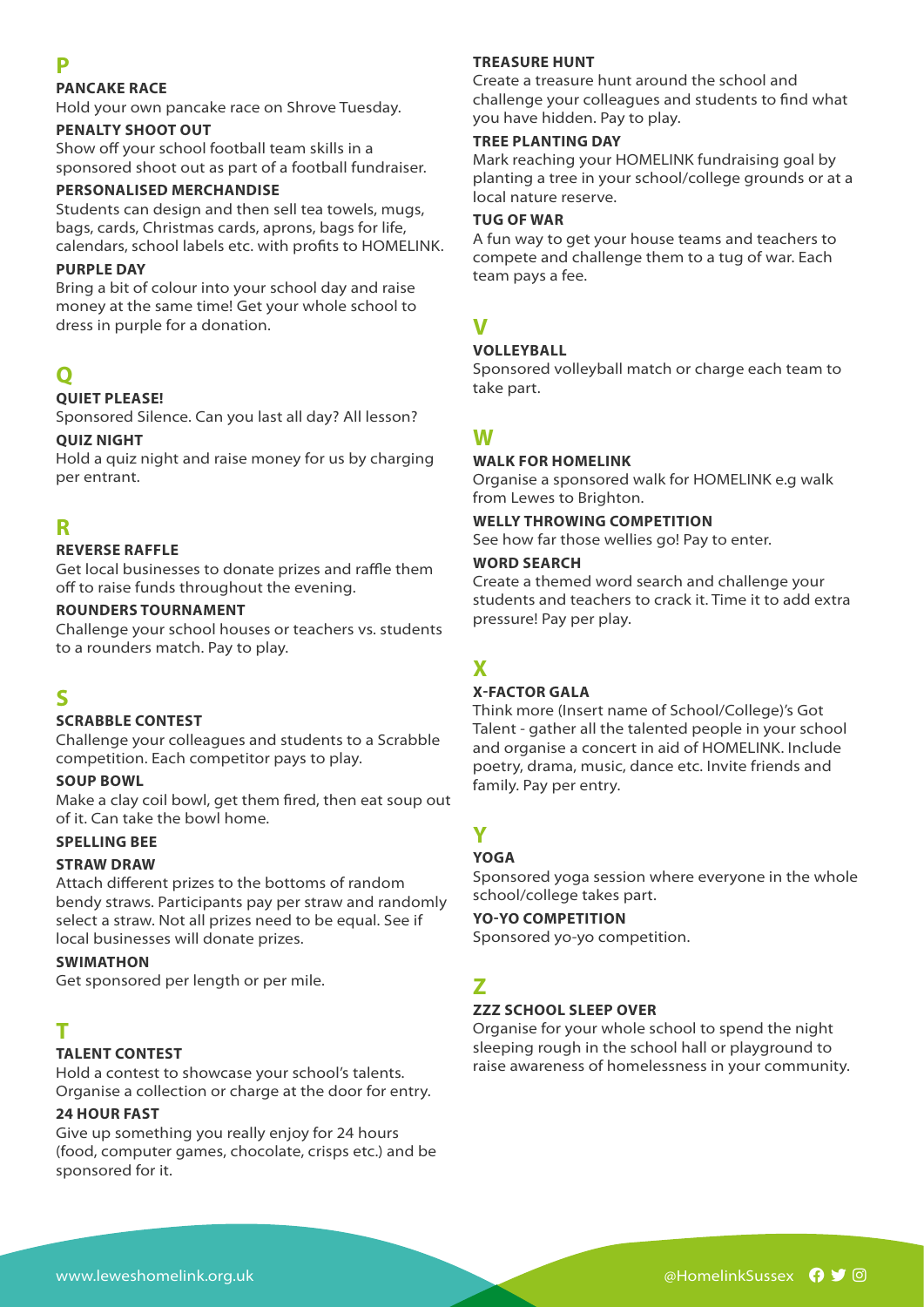## P

### PANCAKE RACE

Hold your own pancake race on Shrove Tuesday.

### PENALTY SHOOT OUT

Show off your school football team skills in a sponsored shoot out as part of a football fundraiser.

### PERSONALISED MERCHANDISE

Students can design and then sell tea towels, mugs, bags, cards, Christmas cards, aprons, bags for life, calendars, school labels etc. with profits to HOMELINK.

### PURPLE DAY

Bring a bit of colour into your school day and raise money at the same time! Get your whole school to dress in purple for a donation.

## Q

### QUIET PLEASE!

Sponsored Silence. Can you last all day? All lesson?

### QUIZ NIGHT

Hold a quiz night and raise money for us by charging per entrant.

## R

### REVERSE RAFFLE

Get local businesses to donate prizes and raffle them off to raise funds throughout the evening.

### ROUNDERS TOURNAMENT

Challenge your school houses or teachers vs. students to a rounders match. Pay to play.

## S

### SCRABBLE CONTEST

Challenge your colleagues and students to a Scrabble competition. Each competitor pays to play.

### SOUP BOWL

Make a clay coil bowl, get them fired, then eat soup out of it. Can take the bowl home.

### SPELLING BEE

### STRAW DRAW

Attach different prizes to the bottoms of random bendy straws. Participants pay per straw and randomly select a straw. Not all prizes need to be equal. See if local businesses will donate prizes.

### SWIMATHON

Get sponsored per length or per mile.

## T

### TALENT CONTEST

Hold a contest to showcase your school's talents. Organise a collection or charge at the door for entry.

### 24 HOUR FAST

Give up something you really enjoy for 24 hours (food, computer games, chocolate, crisps etc.) and be sponsored for it.

### TREASURE HUNT

Create a treasure hunt around the school and challenge your colleagues and students to find what you have hidden. Pay to play.

### TREE PLANTING DAY

Mark reaching your HOMELINK fundraising goal by planting a tree in your school/college grounds or at a local nature reserve.

### TUG OF WAR

A fun way to get your house teams and teachers to compete and challenge them to a tug of war. Each team pays a fee.

## V

### VOLLEYBALL

Sponsored volleyball match or charge each team to take part.

## W

### WALK FOR HOMELINK

Organise a sponsored walk for HOMELINK e.g walk from Lewes to Brighton.

### WELLY THROWING COMPETITION

See how far those wellies go! Pay to enter.

### WORD SEARCH

Create a themed word search and challenge your students and teachers to crack it. Time it to add extra pressure! Pay per play.

## X

### X-FACTOR GALA

Think more (Insert name of School/College)'s Got Talent - gather all the talented people in your school and organise a concert in aid of HOMELINK. Include poetry, drama, music, dance etc. Invite friends and family. Pay per entry.

## Y

### YOGA

Sponsored yoga session where everyone in the whole school/college takes part.

### YO-YO COMPETITION

Sponsored yo-yo competition.

## Z

### ZZZ SCHOOL SLEEP OVER

Organise for your whole school to spend the night sleeping rough in the school hall or playground to raise awareness of homelessness in your community.

www.leweshomelink.org.uk

@HomelinkSussex